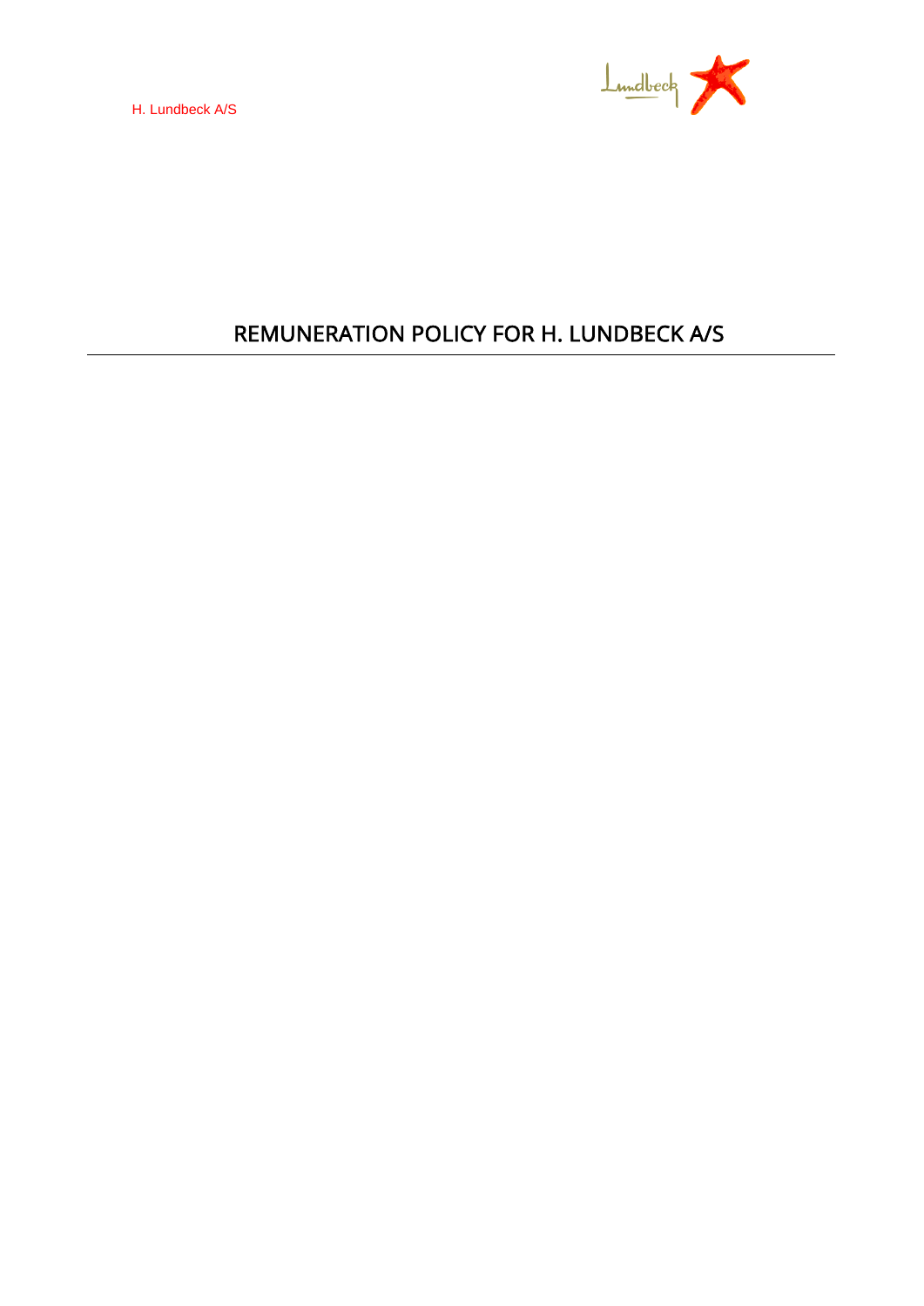H. Lundbeck A/S

# REMUNERATION POLICY FOR H. LUNDBECK A/S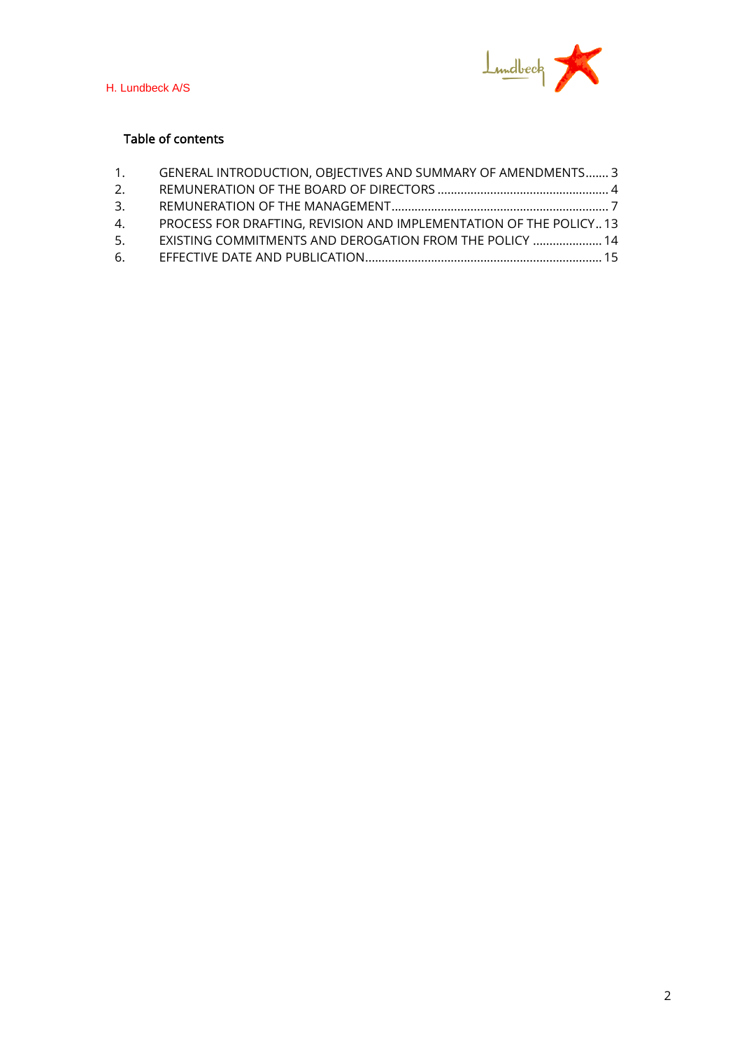## Table of contents

1. GENERAL INTRODUCTION, OBJECTIVES AND SUMMARY OF AMENDMENTS....... 3
2. REMUNERATION OF THE BOARD OF DIRECTORS .................................................... 4
3. REMUNERATION OF THE MANAGEMENT.................................................................. 7
4. PROCESS FOR DRAFTING, REVISION AND IMPLEMENTATION OF THE POLICY.. 13
5. EXISTING COMMITMENTS AND DEROGATION FROM THE POLICY ..................... 14
6. EFFECTIVE DATE AND PUBLICATION........................................................................ 15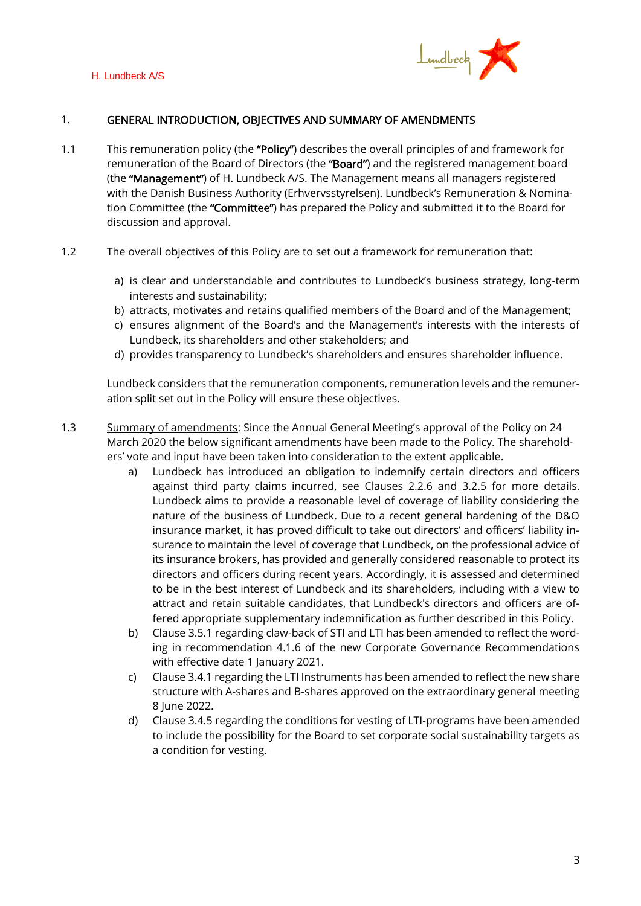## 1. GENERAL INTRODUCTION, OBJECTIVES AND SUMMARY OF AMENDMENTS

1.1 This remuneration policy (the **"Policy"**) describes the overall principles of and framework for remuneration of the Board of Directors (the **"Board"**) and the registered management board (the **"Management"**) of H. Lundbeck A/S. The Management means all managers registered with the Danish Business Authority (Erhvervsstyrelsen). Lundbeck's Remuneration & Nomination Committee (the **"Committee"**) has prepared the Policy and submitted it to the Board for discussion and approval.

1.2 The overall objectives of this Policy are to set out a framework for remuneration that:

a) is clear and understandable and contributes to Lundbeck's business strategy, long-term interests and sustainability;
b) attracts, motivates and retains qualified members of the Board and of the Management;
c) ensures alignment of the Board's and the Management's interests with the interests of Lundbeck, its shareholders and other stakeholders; and
d) provides transparency to Lundbeck's shareholders and ensures shareholder influence.

Lundbeck considers that the remuneration components, remuneration levels and the remuneration split set out in the Policy will ensure these objectives.

1.3 Summary of amendments: Since the Annual General Meeting's approval of the Policy on 24 March 2020 the below significant amendments have been made to the Policy. The shareholders' vote and input have been taken into consideration to the extent applicable.

a) Lundbeck has introduced an obligation to indemnify certain directors and officers against third party claims incurred, see Clauses 2.2.6 and 3.2.5 for more details. Lundbeck aims to provide a reasonable level of coverage of liability considering the nature of the business of Lundbeck. Due to a recent general hardening of the D&O insurance market, it has proved difficult to take out directors' and officers' liability insurance to maintain the level of coverage that Lundbeck, on the professional advice of its insurance brokers, has provided and generally considered reasonable to protect its directors and officers during recent years. Accordingly, it is assessed and determined to be in the best interest of Lundbeck and its shareholders, including with a view to attract and retain suitable candidates, that Lundbeck's directors and officers are offered appropriate supplementary indemnification as further described in this Policy.
b) Clause 3.5.1 regarding claw-back of STI and LTI has been amended to reflect the wording in recommendation 4.1.6 of the new Corporate Governance Recommendations with effective date 1 January 2021.
c) Clause 3.4.1 regarding the LTI Instruments has been amended to reflect the new share structure with A-shares and B-shares approved on the extraordinary general meeting 8 June 2022.
d) Clause 3.4.5 regarding the conditions for vesting of LTI-programs have been amended to include the possibility for the Board to set corporate social sustainability targets as a condition for vesting.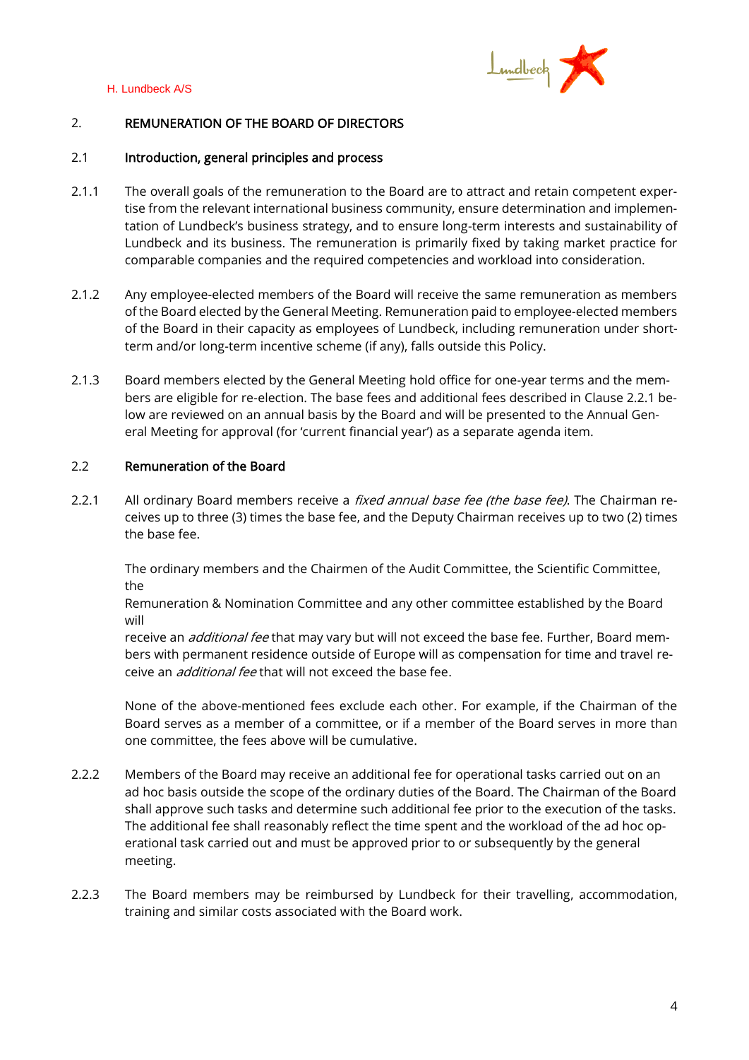## 2. REMUNERATION OF THE BOARD OF DIRECTORS

### 2.1 Introduction, general principles and process

2.1.1 The overall goals of the remuneration to the Board are to attract and retain competent expertise from the relevant international business community, ensure determination and implementation of Lundbeck's business strategy, and to ensure long-term interests and sustainability of Lundbeck and its business. The remuneration is primarily fixed by taking market practice for comparable companies and the required competencies and workload into consideration.

2.1.2 Any employee-elected members of the Board will receive the same remuneration as members of the Board elected by the General Meeting. Remuneration paid to employee-elected members of the Board in their capacity as employees of Lundbeck, including remuneration under short-term and/or long-term incentive scheme (if any), falls outside this Policy.

2.1.3 Board members elected by the General Meeting hold office for one-year terms and the members are eligible for re-election. The base fees and additional fees described in Clause 2.2.1 below are reviewed on an annual basis by the Board and will be presented to the Annual General Meeting for approval (for 'current financial year') as a separate agenda item.

### 2.2 Remuneration of the Board

2.2.1 All ordinary Board members receive a *fixed annual base fee (the base fee)*. The Chairman receives up to three (3) times the base fee, and the Deputy Chairman receives up to two (2) times the base fee.

The ordinary members and the Chairmen of the Audit Committee, the Scientific Committee, the Remuneration & Nomination Committee and any other committee established by the Board will receive an *additional fee* that may vary but will not exceed the base fee. Further, Board members with permanent residence outside of Europe will as compensation for time and travel receive an *additional fee* that will not exceed the base fee.

None of the above-mentioned fees exclude each other. For example, if the Chairman of the Board serves as a member of a committee, or if a member of the Board serves in more than one committee, the fees above will be cumulative.

2.2.2 Members of the Board may receive an additional fee for operational tasks carried out on an ad hoc basis outside the scope of the ordinary duties of the Board. The Chairman of the Board shall approve such tasks and determine such additional fee prior to the execution of the tasks. The additional fee shall reasonably reflect the time spent and the workload of the ad hoc operational task carried out and must be approved prior to or subsequently by the general meeting.

2.2.3 The Board members may be reimbursed by Lundbeck for their travelling, accommodation, training and similar costs associated with the Board work.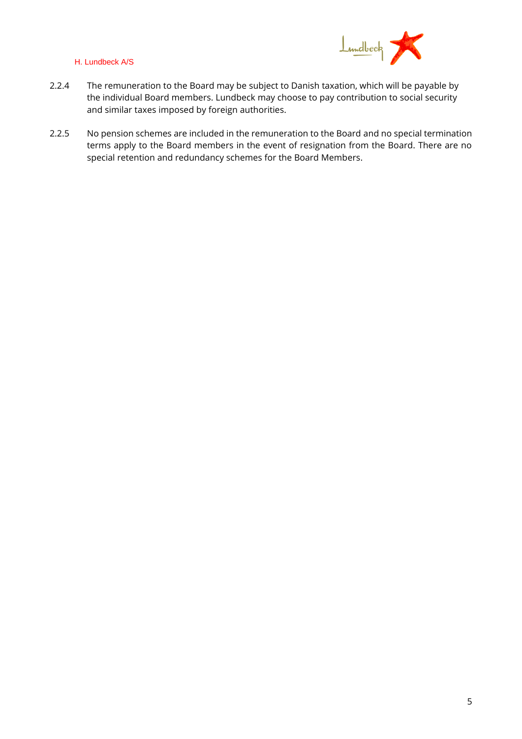2.2.4 The remuneration to the Board may be subject to Danish taxation, which will be payable by the individual Board members. Lundbeck may choose to pay contribution to social security and similar taxes imposed by foreign authorities.

2.2.5 No pension schemes are included in the remuneration to the Board and no special termination terms apply to the Board members in the event of resignation from the Board. There are no special retention and redundancy schemes for the Board Members.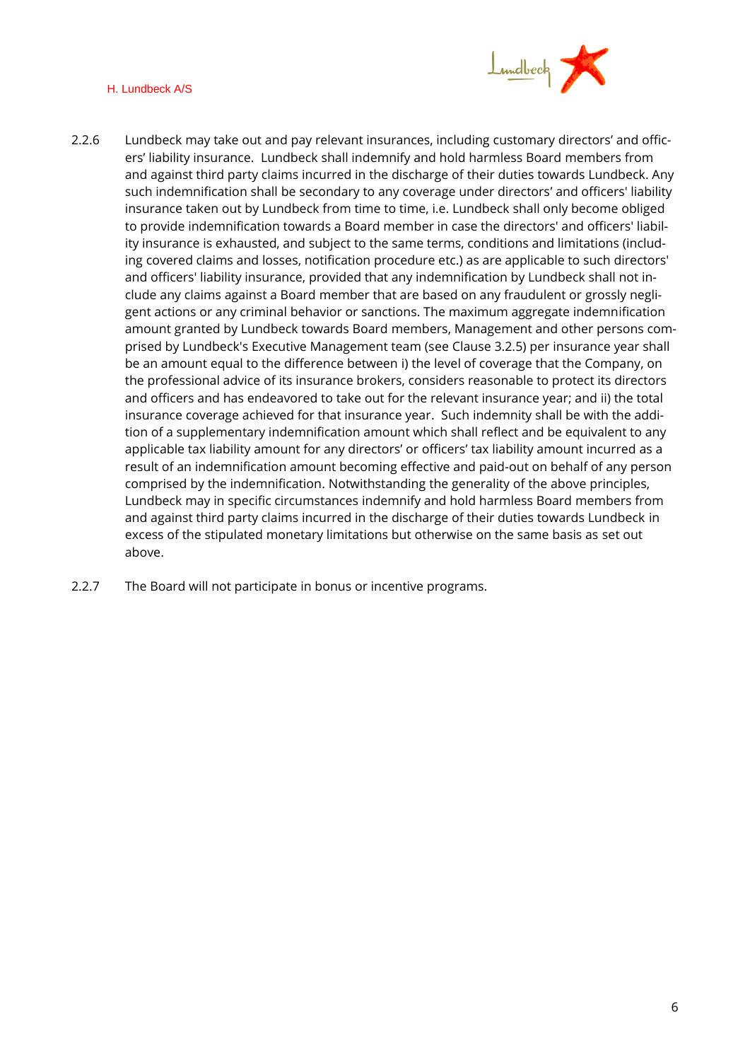2.2.6 Lundbeck may take out and pay relevant insurances, including customary directors' and officers' liability insurance. Lundbeck shall indemnify and hold harmless Board members from and against third party claims incurred in the discharge of their duties towards Lundbeck. Any such indemnification shall be secondary to any coverage under directors' and officers' liability insurance taken out by Lundbeck from time to time, i.e. Lundbeck shall only become obliged to provide indemnification towards a Board member in case the directors' and officers' liability insurance is exhausted, and subject to the same terms, conditions and limitations (including covered claims and losses, notification procedure etc.) as are applicable to such directors' and officers' liability insurance, provided that any indemnification by Lundbeck shall not include any claims against a Board member that are based on any fraudulent or grossly negligent actions or any criminal behavior or sanctions. The maximum aggregate indemnification amount granted by Lundbeck towards Board members, Management and other persons comprised by Lundbeck's Executive Management team (see Clause 3.2.5) per insurance year shall be an amount equal to the difference between i) the level of coverage that the Company, on the professional advice of its insurance brokers, considers reasonable to protect its directors and officers and has endeavored to take out for the relevant insurance year; and ii) the total insurance coverage achieved for that insurance year. Such indemnity shall be with the addition of a supplementary indemnification amount which shall reflect and be equivalent to any applicable tax liability amount for any directors' or officers' tax liability amount incurred as a result of an indemnification amount becoming effective and paid-out on behalf of any person comprised by the indemnification. Notwithstanding the generality of the above principles, Lundbeck may in specific circumstances indemnify and hold harmless Board members from and against third party claims incurred in the discharge of their duties towards Lundbeck in excess of the stipulated monetary limitations but otherwise on the same basis as set out above.

2.2.7 The Board will not participate in bonus or incentive programs.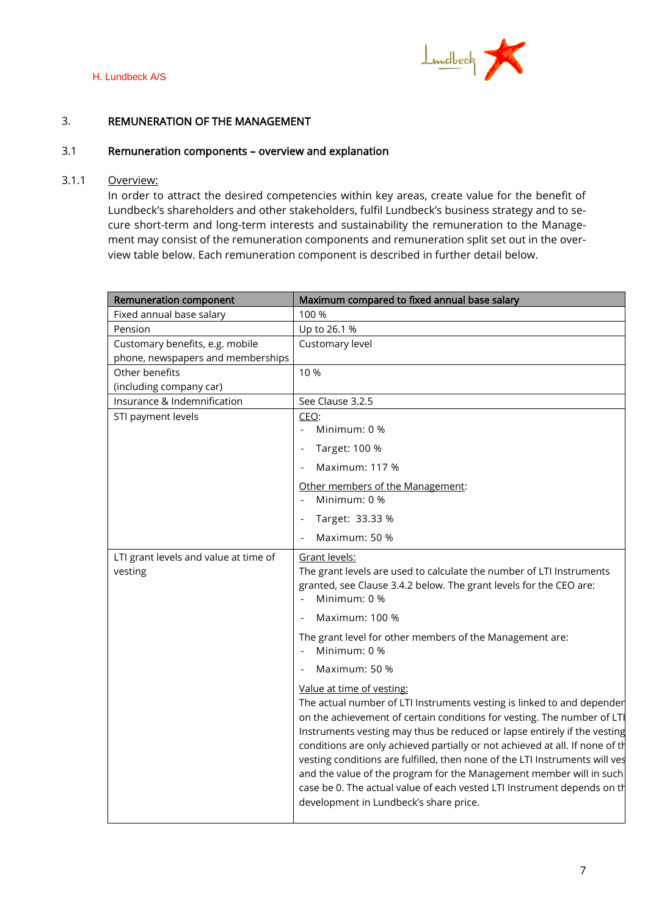## 3. REMUNERATION OF THE MANAGEMENT

### 3.1 Remuneration components – overview and explanation

3.1.1 Overview:

In order to attract the desired competencies within key areas, create value for the benefit of Lundbeck's shareholders and other stakeholders, fulfil Lundbeck's business strategy and to secure short-term and long-term interests and sustainability the remuneration to the Management may consist of the remuneration components and remuneration split set out in the overview table below. Each remuneration component is described in further detail below.

| Remuneration component | Maximum compared to fixed annual base salary |
|---|---|
| Fixed annual base salary | 100 % |
| Pension | Up to 26.1 % |
| Customary benefits, e.g. mobile phone, newspapers and memberships | Customary level |
| Other benefits (including company car) | 10 % |
| Insurance & Indemnification | See Clause 3.2.5 |
| STI payment levels | CEO:<br>- Minimum: 0 %<br>- Target: 100 %<br>- Maximum: 117 %<br><br>Other members of the Management:<br>- Minimum: 0 %<br>- Target: 33.33 %<br>- Maximum: 50 % |
| LTI grant levels and value at time of vesting | Grant levels:<br>The grant levels are used to calculate the number of LTI Instruments granted, see Clause 3.4.2 below. The grant levels for the CEO are:<br>- Minimum: 0 %<br>- Maximum: 100 %<br><br>The grant level for other members of the Management are:<br>- Minimum: 0 %<br>- Maximum: 50 %<br><br>Value at time of vesting:<br>The actual number of LTI Instruments vesting is linked to and dependent on the achievement of certain conditions for vesting. The number of LTI Instruments vesting may thus be reduced or lapse entirely if the vesting conditions are only achieved partially or not achieved at all. If none of the vesting conditions are fulfilled, then none of the LTI Instruments will vest and the value of the program for the Management member will in such case be 0. The actual value of each vested LTI Instrument depends on the development in Lundbeck's share price. |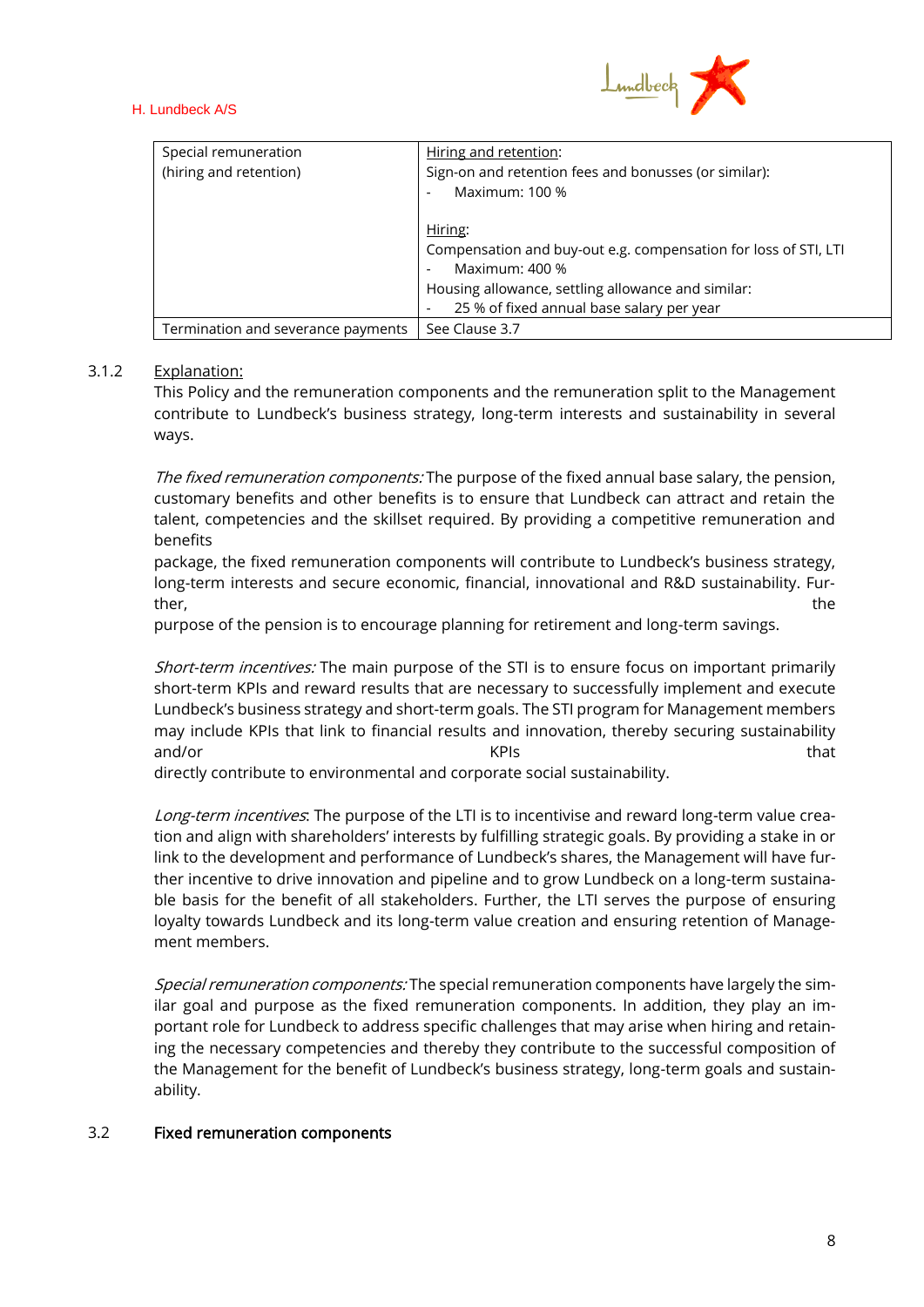| | |
|---|---|
| Special remuneration (hiring and retention) | Hiring and retention:<br>Sign-on and retention fees and bonusses (or similar):<br>- Maximum: 100 %<br><br>Hiring:<br>Compensation and buy-out e.g. compensation for loss of STI, LTI<br>- Maximum: 400 %<br>Housing allowance, settling allowance and similar:<br>- 25 % of fixed annual base salary per year |
| Termination and severance payments | See Clause 3.7 |

3.1.2 Explanation:

This Policy and the remuneration components and the remuneration split to the Management contribute to Lundbeck's business strategy, long-term interests and sustainability in several ways.

*The fixed remuneration components:* The purpose of the fixed annual base salary, the pension, customary benefits and other benefits is to ensure that Lundbeck can attract and retain the talent, competencies and the skillset required. By providing a competitive remuneration and benefits package, the fixed remuneration components will contribute to Lundbeck's business strategy, long-term interests and secure economic, financial, innovational and R&D sustainability. Further, the purpose of the pension is to encourage planning for retirement and long-term savings.

*Short-term incentives:* The main purpose of the STI is to ensure focus on important primarily short-term KPIs and reward results that are necessary to successfully implement and execute Lundbeck's business strategy and short-term goals. The STI program for Management members may include KPIs that link to financial results and innovation, thereby securing sustainability and/or KPIs that directly contribute to environmental and corporate social sustainability.

*Long-term incentives*: The purpose of the LTI is to incentivise and reward long-term value creation and align with shareholders' interests by fulfilling strategic goals. By providing a stake in or link to the development and performance of Lundbeck's shares, the Management will have further incentive to drive innovation and pipeline and to grow Lundbeck on a long-term sustainable basis for the benefit of all stakeholders. Further, the LTI serves the purpose of ensuring loyalty towards Lundbeck and its long-term value creation and ensuring retention of Management members.

*Special remuneration components:* The special remuneration components have largely the similar goal and purpose as the fixed remuneration components. In addition, they play an important role for Lundbeck to address specific challenges that may arise when hiring and retaining the necessary competencies and thereby they contribute to the successful composition of the Management for the benefit of Lundbeck's business strategy, long-term goals and sustainability.

## 3.2 Fixed remuneration components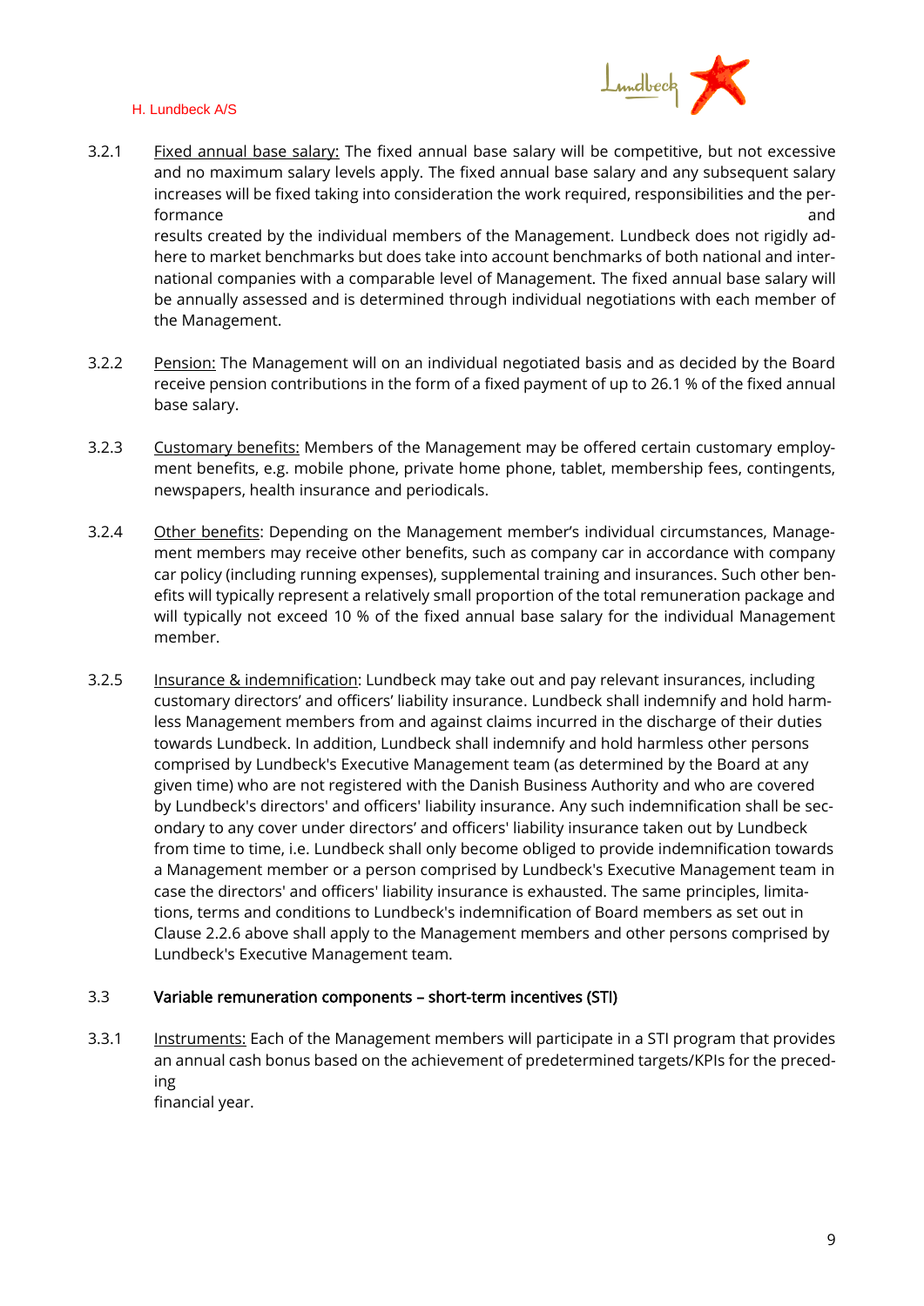3.2.1 Fixed annual base salary: The fixed annual base salary will be competitive, but not excessive and no maximum salary levels apply. The fixed annual base salary and any subsequent salary increases will be fixed taking into consideration the work required, responsibilities and the performance and results created by the individual members of the Management. Lundbeck does not rigidly adhere to market benchmarks but does take into account benchmarks of both national and international companies with a comparable level of Management. The fixed annual base salary will be annually assessed and is determined through individual negotiations with each member of the Management.

3.2.2 Pension: The Management will on an individual negotiated basis and as decided by the Board receive pension contributions in the form of a fixed payment of up to 26.1 % of the fixed annual base salary.

3.2.3 Customary benefits: Members of the Management may be offered certain customary employment benefits, e.g. mobile phone, private home phone, tablet, membership fees, contingents, newspapers, health insurance and periodicals.

3.2.4 Other benefits: Depending on the Management member's individual circumstances, Management members may receive other benefits, such as company car in accordance with company car policy (including running expenses), supplemental training and insurances. Such other benefits will typically represent a relatively small proportion of the total remuneration package and will typically not exceed 10 % of the fixed annual base salary for the individual Management member.

3.2.5 Insurance & indemnification: Lundbeck may take out and pay relevant insurances, including customary directors' and officers' liability insurance. Lundbeck shall indemnify and hold harmless Management members from and against claims incurred in the discharge of their duties towards Lundbeck. In addition, Lundbeck shall indemnify and hold harmless other persons comprised by Lundbeck's Executive Management team (as determined by the Board at any given time) who are not registered with the Danish Business Authority and who are covered by Lundbeck's directors' and officers' liability insurance. Any such indemnification shall be secondary to any cover under directors' and officers' liability insurance taken out by Lundbeck from time to time, i.e. Lundbeck shall only become obliged to provide indemnification towards a Management member or a person comprised by Lundbeck's Executive Management team in case the directors' and officers' liability insurance is exhausted. The same principles, limitations, terms and conditions to Lundbeck's indemnification of Board members as set out in Clause 2.2.6 above shall apply to the Management members and other persons comprised by Lundbeck's Executive Management team.

### 3.3 Variable remuneration components – short-term incentives (STI)

3.3.1 Instruments: Each of the Management members will participate in a STI program that provides an annual cash bonus based on the achievement of predetermined targets/KPIs for the preceding financial year.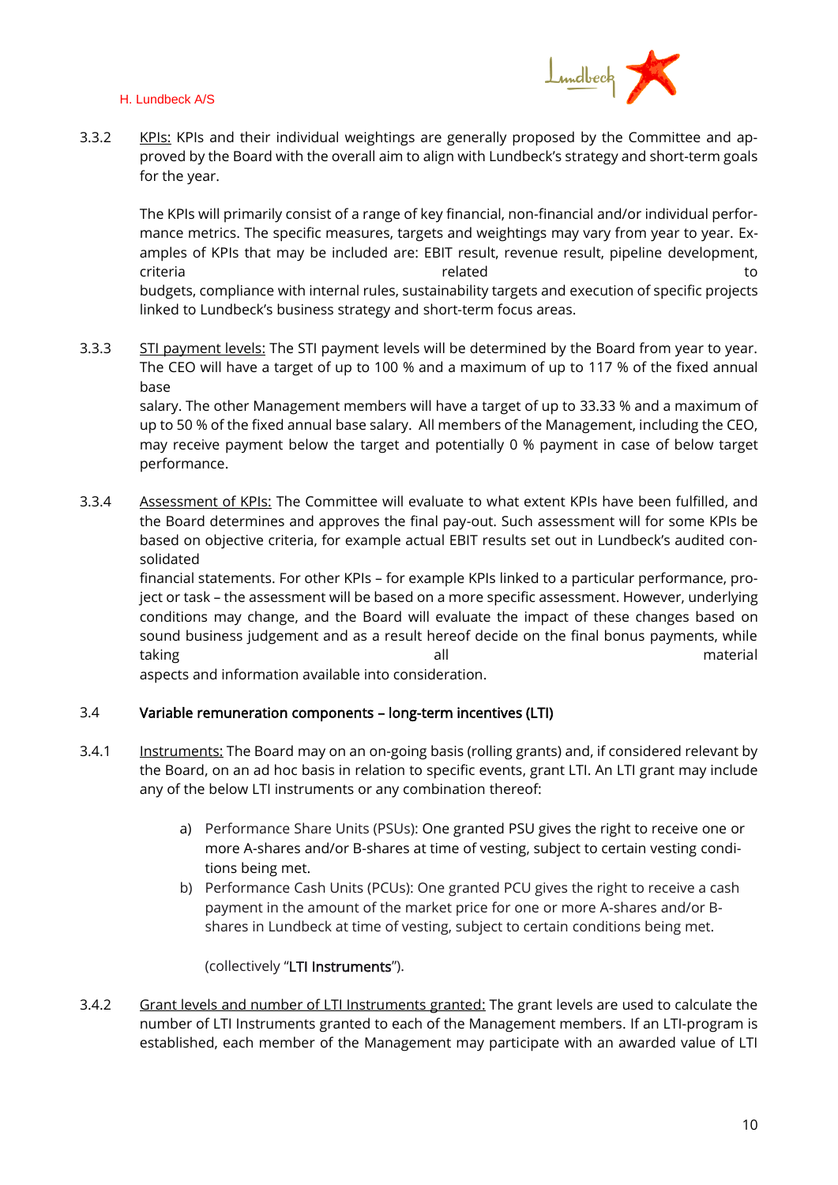3.3.2 KPIs: KPIs and their individual weightings are generally proposed by the Committee and approved by the Board with the overall aim to align with Lundbeck's strategy and short-term goals for the year.

The KPIs will primarily consist of a range of key financial, non-financial and/or individual performance metrics. The specific measures, targets and weightings may vary from year to year. Examples of KPIs that may be included are: EBIT result, revenue result, pipeline development, criteria related to budgets, compliance with internal rules, sustainability targets and execution of specific projects linked to Lundbeck's business strategy and short-term focus areas.

3.3.3 STI payment levels: The STI payment levels will be determined by the Board from year to year. The CEO will have a target of up to 100 % and a maximum of up to 117 % of the fixed annual base salary. The other Management members will have a target of up to 33.33 % and a maximum of up to 50 % of the fixed annual base salary. All members of the Management, including the CEO, may receive payment below the target and potentially 0 % payment in case of below target performance.

3.3.4 Assessment of KPIs: The Committee will evaluate to what extent KPIs have been fulfilled, and the Board determines and approves the final pay-out. Such assessment will for some KPIs be based on objective criteria, for example actual EBIT results set out in Lundbeck's audited consolidated financial statements. For other KPIs – for example KPIs linked to a particular performance, project or task – the assessment will be based on a more specific assessment. However, underlying conditions may change, and the Board will evaluate the impact of these changes based on sound business judgement and as a result hereof decide on the final bonus payments, while taking all material aspects and information available into consideration.

### 3.4 Variable remuneration components – long-term incentives (LTI)

3.4.1 Instruments: The Board may on an on-going basis (rolling grants) and, if considered relevant by the Board, on an ad hoc basis in relation to specific events, grant LTI. An LTI grant may include any of the below LTI instruments or any combination thereof:

a) Performance Share Units (PSUs): One granted PSU gives the right to receive one or more A-shares and/or B-shares at time of vesting, subject to certain vesting conditions being met.

b) Performance Cash Units (PCUs): One granted PCU gives the right to receive a cash payment in the amount of the market price for one or more A-shares and/or B-shares in Lundbeck at time of vesting, subject to certain conditions being met.

(collectively "**LTI Instruments**").

3.4.2 Grant levels and number of LTI Instruments granted: The grant levels are used to calculate the number of LTI Instruments granted to each of the Management members. If an LTI-program is established, each member of the Management may participate with an awarded value of LTI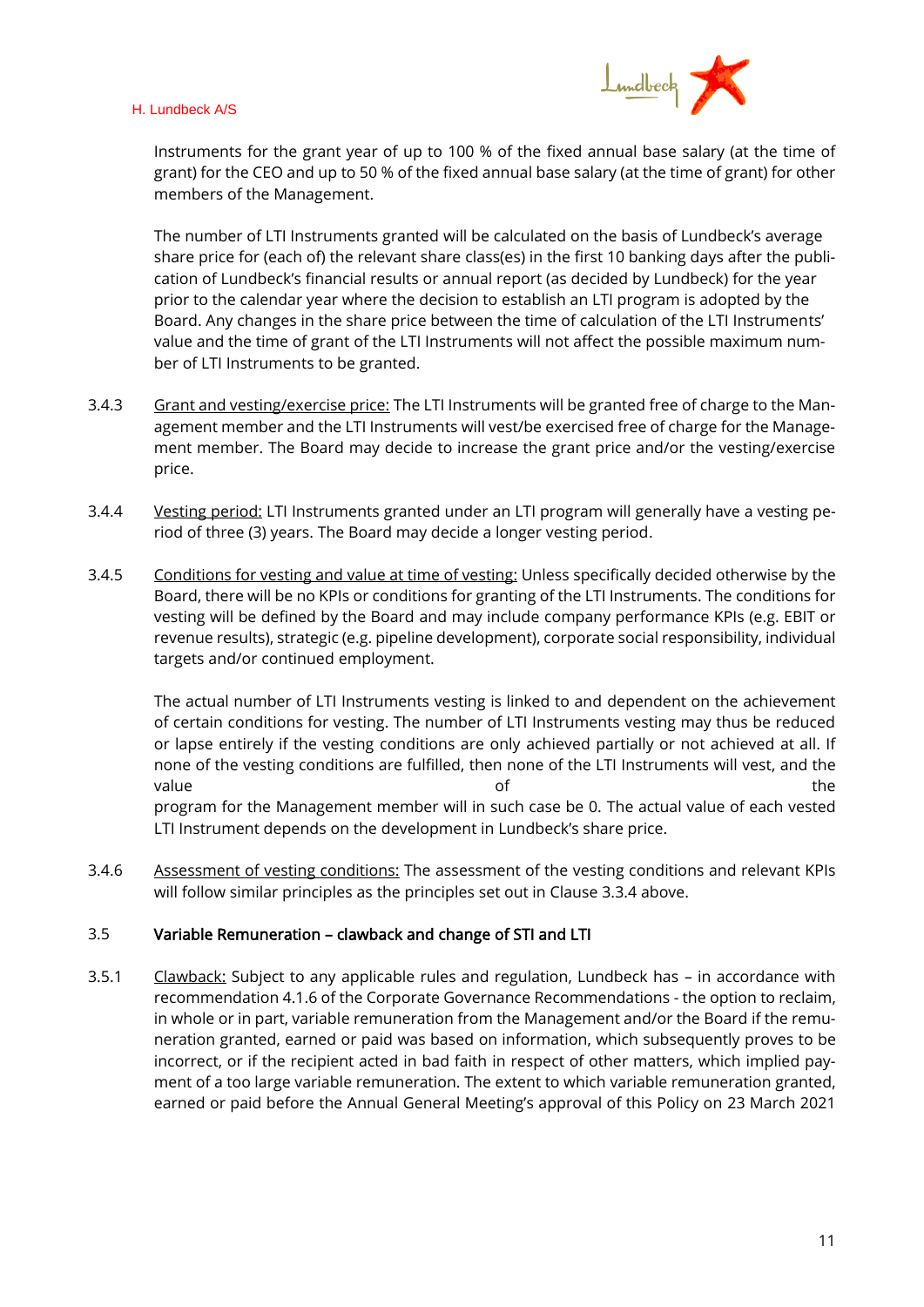Instruments for the grant year of up to 100 % of the fixed annual base salary (at the time of grant) for the CEO and up to 50 % of the fixed annual base salary (at the time of grant) for other members of the Management.

The number of LTI Instruments granted will be calculated on the basis of Lundbeck's average share price for (each of) the relevant share class(es) in the first 10 banking days after the publication of Lundbeck's financial results or annual report (as decided by Lundbeck) for the year prior to the calendar year where the decision to establish an LTI program is adopted by the Board. Any changes in the share price between the time of calculation of the LTI Instruments' value and the time of grant of the LTI Instruments will not affect the possible maximum number of LTI Instruments to be granted.

3.4.3 Grant and vesting/exercise price: The LTI Instruments will be granted free of charge to the Management member and the LTI Instruments will vest/be exercised free of charge for the Management member. The Board may decide to increase the grant price and/or the vesting/exercise price.

3.4.4 Vesting period: LTI Instruments granted under an LTI program will generally have a vesting period of three (3) years. The Board may decide a longer vesting period.

3.4.5 Conditions for vesting and value at time of vesting: Unless specifically decided otherwise by the Board, there will be no KPIs or conditions for granting of the LTI Instruments. The conditions for vesting will be defined by the Board and may include company performance KPIs (e.g. EBIT or revenue results), strategic (e.g. pipeline development), corporate social responsibility, individual targets and/or continued employment.

The actual number of LTI Instruments vesting is linked to and dependent on the achievement of certain conditions for vesting. The number of LTI Instruments vesting may thus be reduced or lapse entirely if the vesting conditions are only achieved partially or not achieved at all. If none of the vesting conditions are fulfilled, then none of the LTI Instruments will vest, and the value of the program for the Management member will in such case be 0. The actual value of each vested LTI Instrument depends on the development in Lundbeck's share price.

3.4.6 Assessment of vesting conditions: The assessment of the vesting conditions and relevant KPIs will follow similar principles as the principles set out in Clause 3.3.4 above.

### 3.5 Variable Remuneration – clawback and change of STI and LTI

3.5.1 Clawback: Subject to any applicable rules and regulation, Lundbeck has – in accordance with recommendation 4.1.6 of the Corporate Governance Recommendations - the option to reclaim, in whole or in part, variable remuneration from the Management and/or the Board if the remuneration granted, earned or paid was based on information, which subsequently proves to be incorrect, or if the recipient acted in bad faith in respect of other matters, which implied payment of a too large variable remuneration. The extent to which variable remuneration granted, earned or paid before the Annual General Meeting's approval of this Policy on 23 March 2021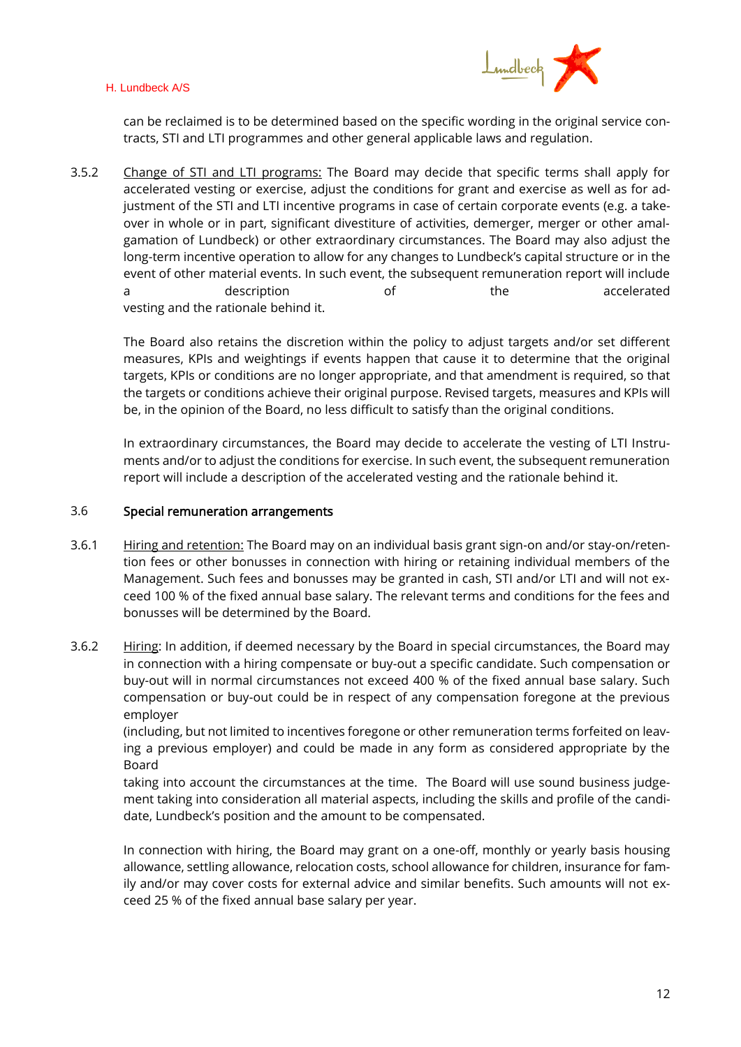can be reclaimed is to be determined based on the specific wording in the original service contracts, STI and LTI programmes and other general applicable laws and regulation.

3.5.2 Change of STI and LTI programs: The Board may decide that specific terms shall apply for accelerated vesting or exercise, adjust the conditions for grant and exercise as well as for adjustment of the STI and LTI incentive programs in case of certain corporate events (e.g. a takeover in whole or in part, significant divestiture of activities, demerger, merger or other amalgamation of Lundbeck) or other extraordinary circumstances. The Board may also adjust the long-term incentive operation to allow for any changes to Lundbeck's capital structure or in the event of other material events. In such event, the subsequent remuneration report will include a description of the accelerated vesting and the rationale behind it.

The Board also retains the discretion within the policy to adjust targets and/or set different measures, KPIs and weightings if events happen that cause it to determine that the original targets, KPIs or conditions are no longer appropriate, and that amendment is required, so that the targets or conditions achieve their original purpose. Revised targets, measures and KPIs will be, in the opinion of the Board, no less difficult to satisfy than the original conditions.

In extraordinary circumstances, the Board may decide to accelerate the vesting of LTI Instruments and/or to adjust the conditions for exercise. In such event, the subsequent remuneration report will include a description of the accelerated vesting and the rationale behind it.

### 3.6 Special remuneration arrangements

3.6.1 Hiring and retention: The Board may on an individual basis grant sign-on and/or stay-on/retention fees or other bonusses in connection with hiring or retaining individual members of the Management. Such fees and bonusses may be granted in cash, STI and/or LTI and will not exceed 100 % of the fixed annual base salary. The relevant terms and conditions for the fees and bonusses will be determined by the Board.

3.6.2 Hiring: In addition, if deemed necessary by the Board in special circumstances, the Board may in connection with a hiring compensate or buy-out a specific candidate. Such compensation or buy-out will in normal circumstances not exceed 400 % of the fixed annual base salary. Such compensation or buy-out could be in respect of any compensation foregone at the previous employer (including, but not limited to incentives foregone or other remuneration terms forfeited on leaving a previous employer) and could be made in any form as considered appropriate by the Board taking into account the circumstances at the time. The Board will use sound business judgement taking into consideration all material aspects, including the skills and profile of the candidate, Lundbeck's position and the amount to be compensated.

In connection with hiring, the Board may grant on a one-off, monthly or yearly basis housing allowance, settling allowance, relocation costs, school allowance for children, insurance for family and/or may cover costs for external advice and similar benefits. Such amounts will not exceed 25 % of the fixed annual base salary per year.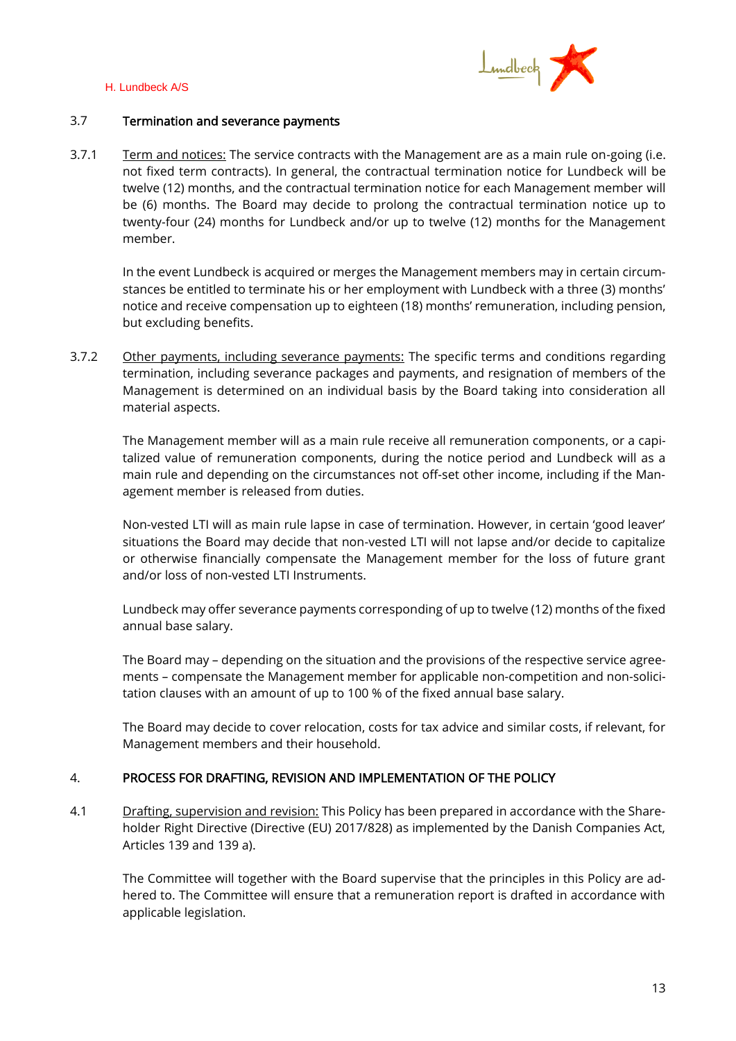### 3.7 Termination and severance payments

3.7.1 Term and notices: The service contracts with the Management are as a main rule on-going (i.e. not fixed term contracts). In general, the contractual termination notice for Lundbeck will be twelve (12) months, and the contractual termination notice for each Management member will be (6) months. The Board may decide to prolong the contractual termination notice up to twenty-four (24) months for Lundbeck and/or up to twelve (12) months for the Management member.

In the event Lundbeck is acquired or merges the Management members may in certain circumstances be entitled to terminate his or her employment with Lundbeck with a three (3) months' notice and receive compensation up to eighteen (18) months' remuneration, including pension, but excluding benefits.

3.7.2 Other payments, including severance payments: The specific terms and conditions regarding termination, including severance packages and payments, and resignation of members of the Management is determined on an individual basis by the Board taking into consideration all material aspects.

The Management member will as a main rule receive all remuneration components, or a capitalized value of remuneration components, during the notice period and Lundbeck will as a main rule and depending on the circumstances not off-set other income, including if the Management member is released from duties.

Non-vested LTI will as main rule lapse in case of termination. However, in certain 'good leaver' situations the Board may decide that non-vested LTI will not lapse and/or decide to capitalize or otherwise financially compensate the Management member for the loss of future grant and/or loss of non-vested LTI Instruments.

Lundbeck may offer severance payments corresponding of up to twelve (12) months of the fixed annual base salary.

The Board may – depending on the situation and the provisions of the respective service agreements – compensate the Management member for applicable non-competition and non-solicitation clauses with an amount of up to 100 % of the fixed annual base salary.

The Board may decide to cover relocation, costs for tax advice and similar costs, if relevant, for Management members and their household.

## 4. PROCESS FOR DRAFTING, REVISION AND IMPLEMENTATION OF THE POLICY

4.1 Drafting, supervision and revision: This Policy has been prepared in accordance with the Shareholder Right Directive (Directive (EU) 2017/828) as implemented by the Danish Companies Act, Articles 139 and 139 a).

The Committee will together with the Board supervise that the principles in this Policy are adhered to. The Committee will ensure that a remuneration report is drafted in accordance with applicable legislation.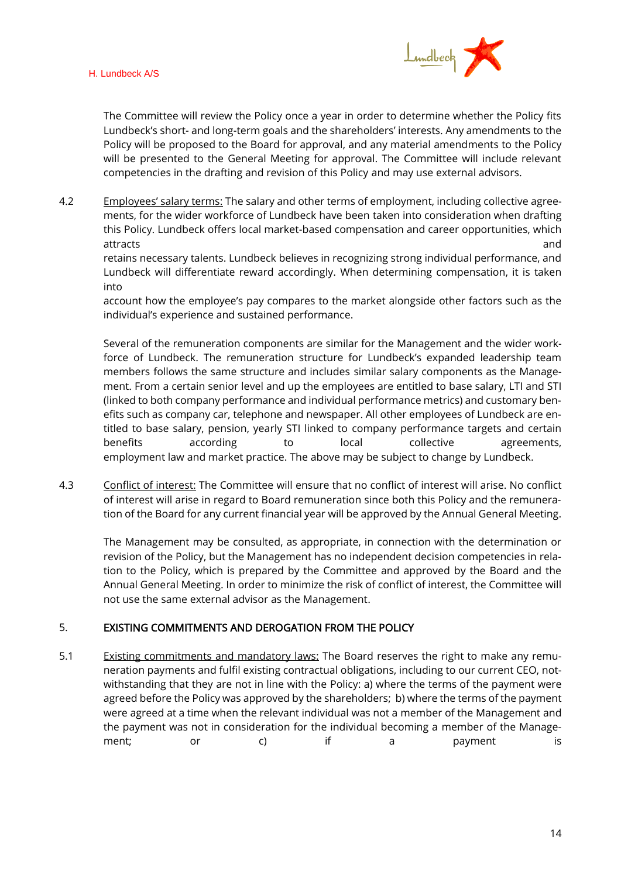The Committee will review the Policy once a year in order to determine whether the Policy fits Lundbeck's short- and long-term goals and the shareholders' interests. Any amendments to the Policy will be proposed to the Board for approval, and any material amendments to the Policy will be presented to the General Meeting for approval. The Committee will include relevant competencies in the drafting and revision of this Policy and may use external advisors.

4.2 Employees' salary terms: The salary and other terms of employment, including collective agreements, for the wider workforce of Lundbeck have been taken into consideration when drafting this Policy. Lundbeck offers local market-based compensation and career opportunities, which attracts and retains necessary talents. Lundbeck believes in recognizing strong individual performance, and Lundbeck will differentiate reward accordingly. When determining compensation, it is taken into account how the employee's pay compares to the market alongside other factors such as the individual's experience and sustained performance.

Several of the remuneration components are similar for the Management and the wider workforce of Lundbeck. The remuneration structure for Lundbeck's expanded leadership team members follows the same structure and includes similar salary components as the Management. From a certain senior level and up the employees are entitled to base salary, LTI and STI (linked to both company performance and individual performance metrics) and customary benefits such as company car, telephone and newspaper. All other employees of Lundbeck are entitled to base salary, pension, yearly STI linked to company performance targets and certain benefits according to local collective agreements, employment law and market practice. The above may be subject to change by Lundbeck.

4.3 Conflict of interest: The Committee will ensure that no conflict of interest will arise. No conflict of interest will arise in regard to Board remuneration since both this Policy and the remuneration of the Board for any current financial year will be approved by the Annual General Meeting.

The Management may be consulted, as appropriate, in connection with the determination or revision of the Policy, but the Management has no independent decision competencies in relation to the Policy, which is prepared by the Committee and approved by the Board and the Annual General Meeting. In order to minimize the risk of conflict of interest, the Committee will not use the same external advisor as the Management.

## 5. EXISTING COMMITMENTS AND DEROGATION FROM THE POLICY

5.1 Existing commitments and mandatory laws: The Board reserves the right to make any remuneration payments and fulfil existing contractual obligations, including to our current CEO, notwithstanding that they are not in line with the Policy: a) where the terms of the payment were agreed before the Policy was approved by the shareholders; b) where the terms of the payment were agreed at a time when the relevant individual was not a member of the Management and the payment was not in consideration for the individual becoming a member of the Management; or c) if a payment is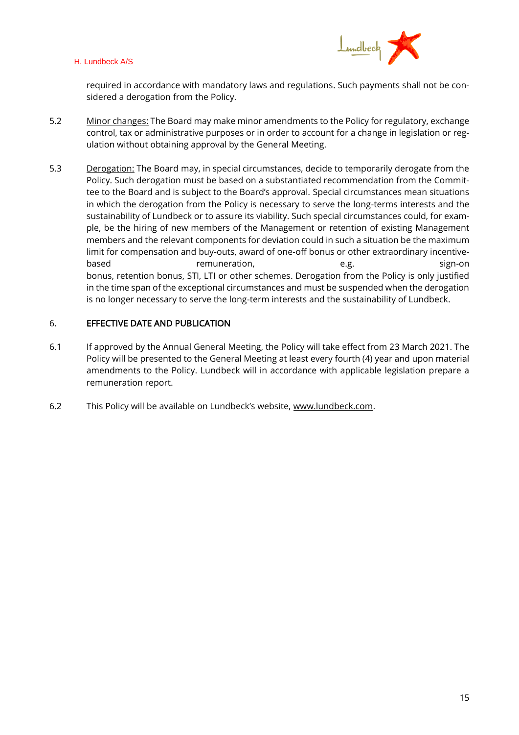required in accordance with mandatory laws and regulations. Such payments shall not be considered a derogation from the Policy.

5.2 Minor changes: The Board may make minor amendments to the Policy for regulatory, exchange control, tax or administrative purposes or in order to account for a change in legislation or regulation without obtaining approval by the General Meeting.

5.3 Derogation: The Board may, in special circumstances, decide to temporarily derogate from the Policy. Such derogation must be based on a substantiated recommendation from the Committee to the Board and is subject to the Board's approval. Special circumstances mean situations in which the derogation from the Policy is necessary to serve the long-terms interests and the sustainability of Lundbeck or to assure its viability. Such special circumstances could, for example, be the hiring of new members of the Management or retention of existing Management members and the relevant components for deviation could in such a situation be the maximum limit for compensation and buy-outs, award of one-off bonus or other extraordinary incentive-based remuneration, e.g. sign-on bonus, retention bonus, STI, LTI or other schemes. Derogation from the Policy is only justified in the time span of the exceptional circumstances and must be suspended when the derogation is no longer necessary to serve the long-term interests and the sustainability of Lundbeck.

## 6. EFFECTIVE DATE AND PUBLICATION

6.1 If approved by the Annual General Meeting, the Policy will take effect from 23 March 2021. The Policy will be presented to the General Meeting at least every fourth (4) year and upon material amendments to the Policy. Lundbeck will in accordance with applicable legislation prepare a remuneration report.

6.2 This Policy will be available on Lundbeck's website, www.lundbeck.com.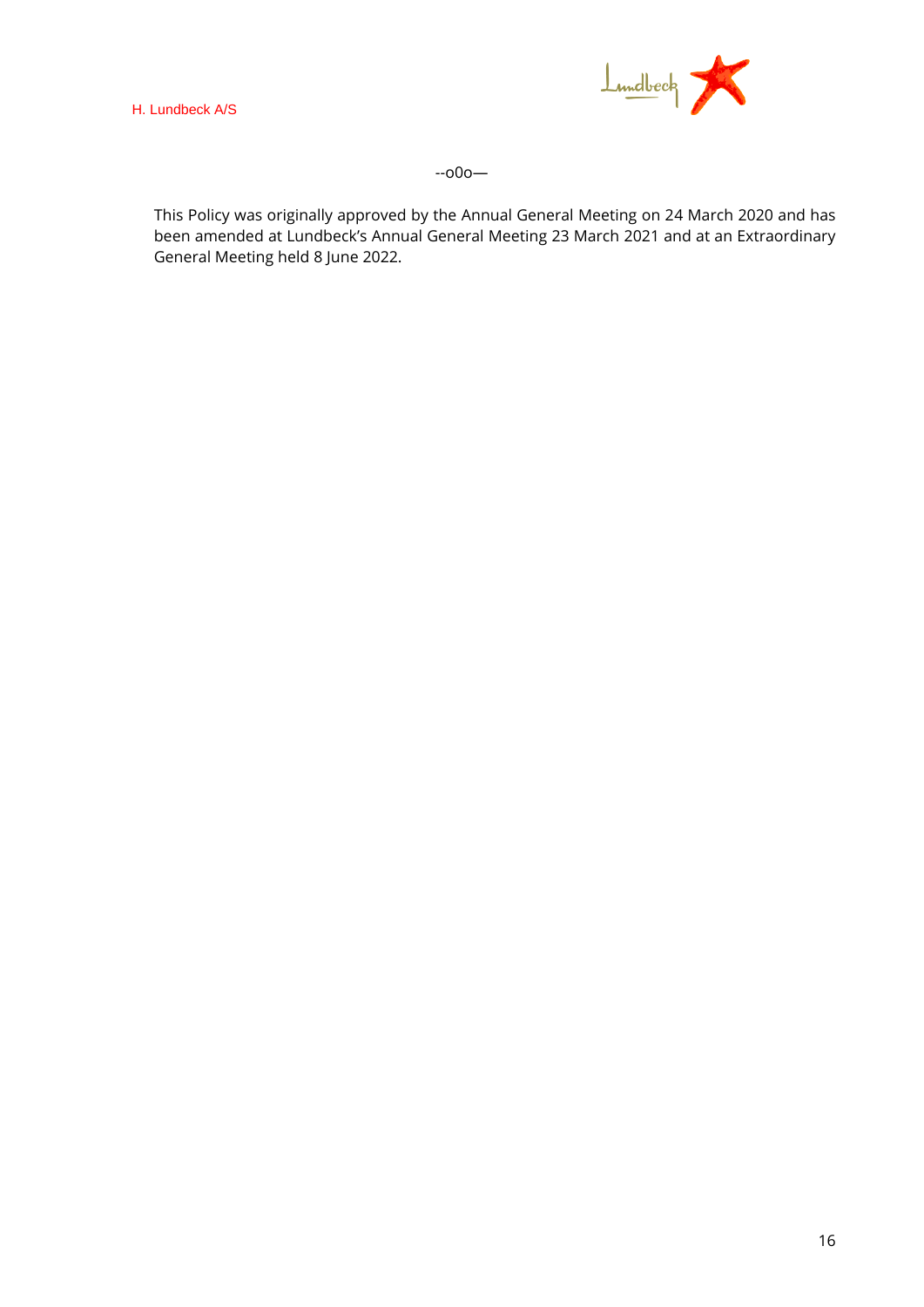--o0o—

This Policy was originally approved by the Annual General Meeting on 24 March 2020 and has been amended at Lundbeck's Annual General Meeting 23 March 2021 and at an Extraordinary General Meeting held 8 June 2022.